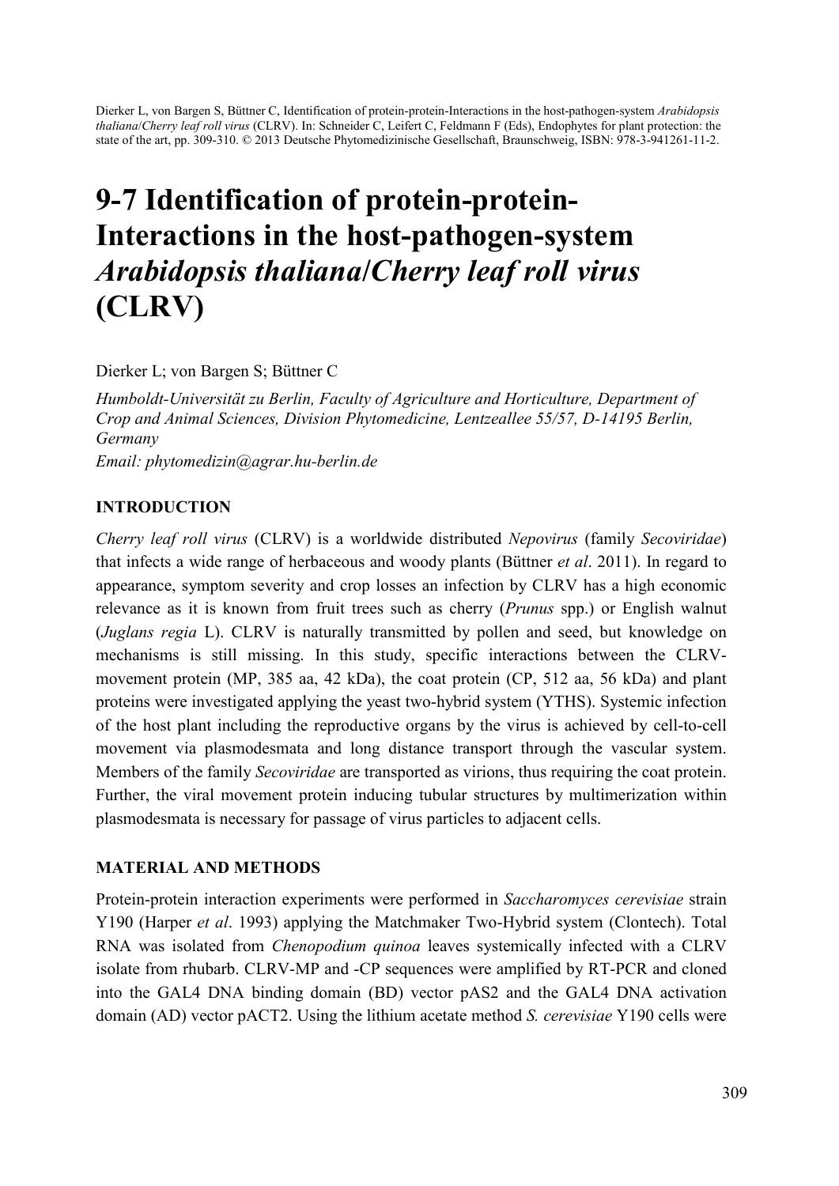Dierker L, von Bargen S, Büttner C, Identification of protein-protein-Interactions in the host-pathogen-system *Arabidopsis thaliana*/*Cherry leaf roll virus* (CLRV). In: Schneider C, Leifert C, Feldmann F (Eds), Endophytes for plant protection: the state of the art, pp. 309-310. © 2013 Deutsche Phytomedizinische Gesellschaft, Braunschweig, ISBN: 978-3-941261-11-2.

# 9-7 Identification of protein-protein-Interactions in the host-pathogen-system *Arabidopsis thaliana*/*Cherry leaf roll virus* (CLRV)

Dierker L; von Bargen S; Büttner C

*Humboldt-Universität zu Berlin, Faculty of Agriculture and Horticulture, Department of Crop and Animal Sciences, Division Phytomedicine, Lentzeallee 55/57, D-14195 Berlin, Germany*

*Email: phytomedizin@agrar.hu-berlin.de*

## INTRODUCTION

*Cherry leaf roll virus* (CLRV) is a worldwide distributed *Nepovirus* (family *Secoviridae*) that infects a wide range of herbaceous and woody plants (Büttner *et al*. 2011). In regard to appearance, symptom severity and crop losses an infection by CLRV has a high economic relevance as it is known from fruit trees such as cherry (*Prunus* spp.) or English walnut (*Juglans regia* L). CLRV is naturally transmitted by pollen and seed, but knowledge on mechanisms is still missing. In this study, specific interactions between the CLRV-movement protein (MP, 385 aa, 42 kDa), the coat protein (CP, 512 aa, 56 kDa) and plant proteins were investigated applying the yeast two-hybrid system (YTHS). Systemic infection of the host plant including the reproductive organs by the virus is achieved by cell-to-cell movement via plasmodesmata and long distance transport through the vascular system. Members of the family *Secoviridae* are transported as virions, thus requiring the coat protein. Further, the viral movement protein inducing tubular structures by multimerization within plasmodesmata is necessary for passage of virus particles to adjacent cells.

## MATERIAL AND METHODS

Protein-protein interaction experiments were performed in *Saccharomyces cerevisiae* strain Y190 (Harper *et al*. 1993) applying the Matchmaker Two-Hybrid system (Clontech). Total RNA was isolated from *Chenopodium quinoa* leaves systemically infected with a CLRV isolate from rhubarb. CLRV-MP and -CP sequences were amplified by RT-PCR and cloned into the GAL4 DNA binding domain (BD) vector pAS2 and the GAL4 DNA activation domain (AD) vector pACT2. Using the lithium acetate method *S. cerevisiae* Y190 cells were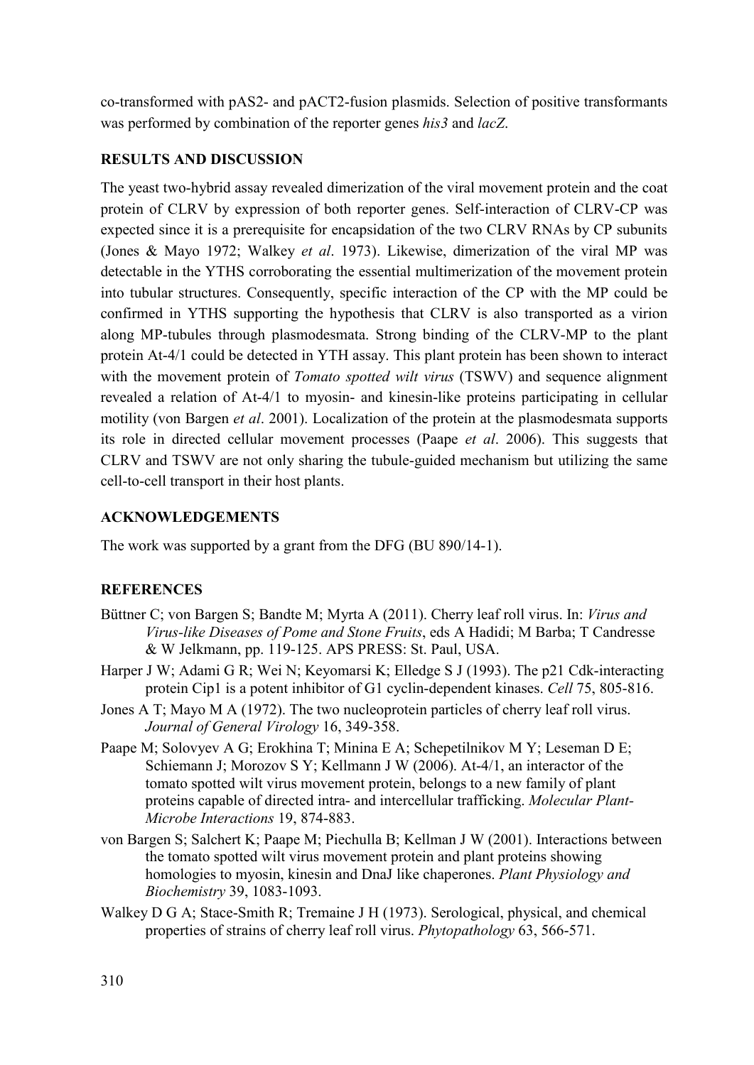co-transformed with pAS2- and pACT2-fusion plasmids. Selection of positive transformants was performed by combination of the reporter genes *his3* and *lacZ*.

## RESULTS AND DISCUSSION

The yeast two-hybrid assay revealed dimerization of the viral movement protein and the coat protein of CLRV by expression of both reporter genes. Self-interaction of CLRV-CP was expected since it is a prerequisite for encapsidation of the two CLRV RNAs by CP subunits (Jones & Mayo 1972; Walkey *et al*. 1973). Likewise, dimerization of the viral MP was detectable in the YTHS corroborating the essential multimerization of the movement protein into tubular structures. Consequently, specific interaction of the CP with the MP could be confirmed in YTHS supporting the hypothesis that CLRV is also transported as a virion along MP-tubules through plasmodesmata. Strong binding of the CLRV-MP to the plant protein At-4/1 could be detected in YTH assay. This plant protein has been shown to interact with the movement protein of *Tomato spotted wilt virus* (TSWV) and sequence alignment revealed a relation of At-4/1 to myosin- and kinesin-like proteins participating in cellular motility (von Bargen *et al*. 2001). Localization of the protein at the plasmodesmata supports its role in directed cellular movement processes (Paape *et al*. 2006). This suggests that CLRV and TSWV are not only sharing the tubule-guided mechanism but utilizing the same cell-to-cell transport in their host plants.

## ACKNOWLEDGEMENTS

The work was supported by a grant from the DFG (BU 890/14-1).

## REFERENCES

Büttner C; von Bargen S; Bandte M; Myrta A (2011). Cherry leaf roll virus. In: *Virus and Virus-like Diseases of Pome and Stone Fruits*, eds A Hadidi; M Barba; T Candresse & W Jelkmann, pp. 119-125. APS PRESS: St. Paul, USA.

Harper J W; Adami G R; Wei N; Keyomarsi K; Elledge S J (1993). The p21 Cdk-interacting protein Cip1 is a potent inhibitor of G1 cyclin-dependent kinases. *Cell* 75, 805-816.

Jones A T; Mayo M A (1972). The two nucleoprotein particles of cherry leaf roll virus. *Journal of General Virology* 16, 349-358.

Paape M; Solovyev A G; Erokhina T; Minina E A; Schepetilnikov M Y; Leseman D E; Schiemann J; Morozov S Y; Kellmann J W (2006). At-4/1, an interactor of the tomato spotted wilt virus movement protein, belongs to a new family of plant proteins capable of directed intra- and intercellular trafficking. *Molecular Plant-Microbe Interactions* 19, 874-883.

von Bargen S; Salchert K; Paape M; Piechulla B; Kellman J W (2001). Interactions between the tomato spotted wilt virus movement protein and plant proteins showing homologies to myosin, kinesin and DnaJ like chaperones. *Plant Physiology and Biochemistry* 39, 1083-1093.

Walkey D G A; Stace-Smith R; Tremaine J H (1973). Serological, physical, and chemical properties of strains of cherry leaf roll virus. *Phytopathology* 63, 566-571.